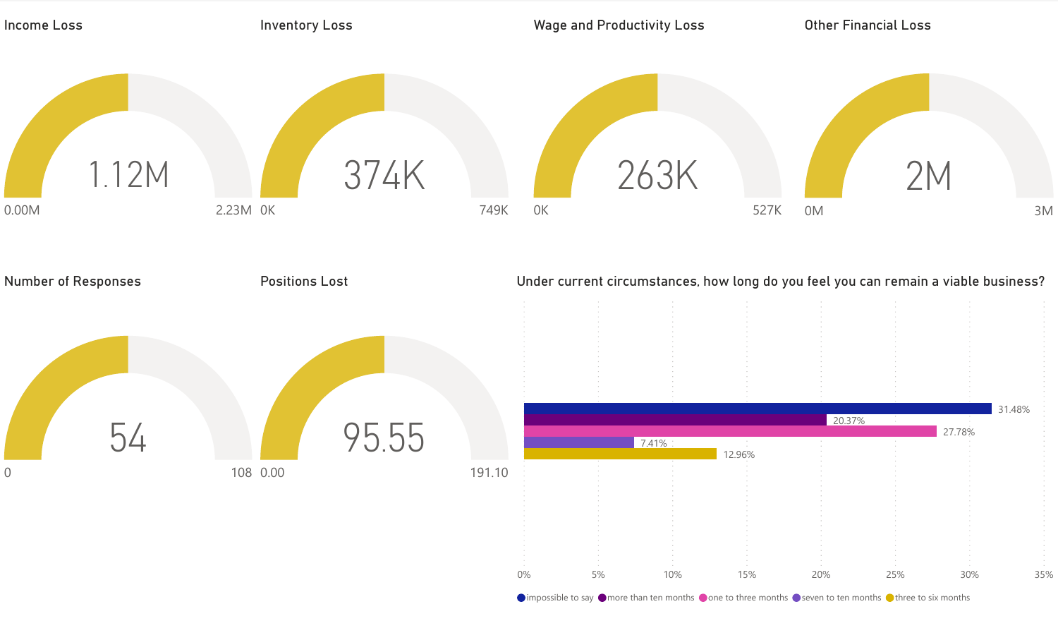## Income Loss

1.12M

0.00M — 2.23M

## Inventory Loss

374K

0K — 749K

## Wage and Productivity Loss

263K

0K — 527K

## Other Financial Loss

2M

0M — 3M

## Number of Responses

54

0 — 108

## Positions Lost

95.55

0.00 — 191.10

## Under current circumstances, how long do you feel you can remain a viable business?

| Response | Percentage |
| --- | --- |
| impossible to say | 31.48% |
| more than ten months | 20.37% |
| one to three months | 27.78% |
| seven to ten months | 7.41% |
| three to six months | 12.96% |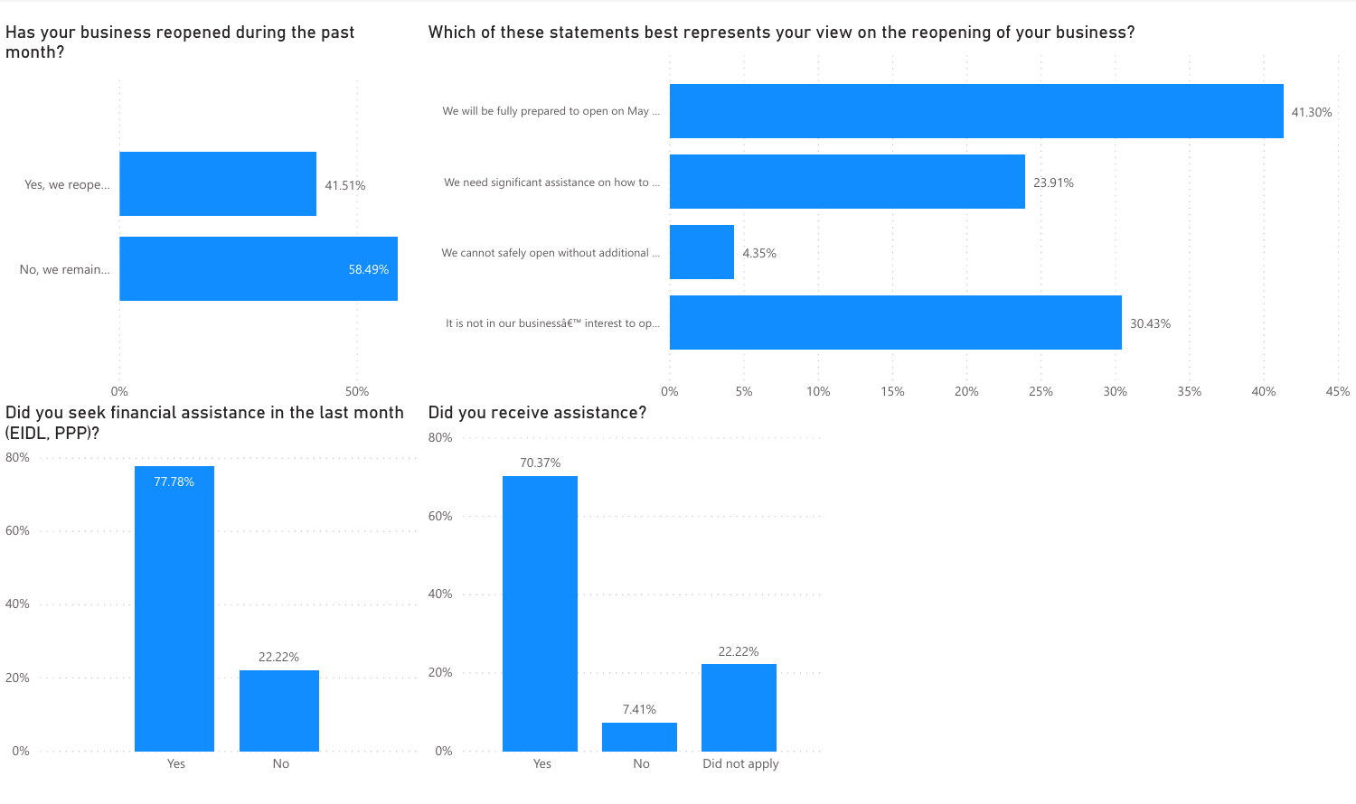## Has your business reopened during the past month?

Yes, we reope...
41.51%

No, we remain...
58.49%

0%
50%

## Which of these statements best represents your view on the reopening of your business?

We will be fully prepared to open on May ...
41.30%

We need significant assistance on how to ...
23.91%

We cannot safely open without additional ...
4.35%

It is not in our businessâ€™ interest to op...
30.43%

0%
5%
10%
15%
20%
25%
30%
35%
40%
45%

## Did you seek financial assistance in the last month (EIDL, PPP)?

80%
60%
40%
20%
0%

Yes
77.78%

No
22.22%

## Did you receive assistance?

80%
60%
40%
20%
0%

Yes
70.37%

No
7.41%

Did not apply
22.22%